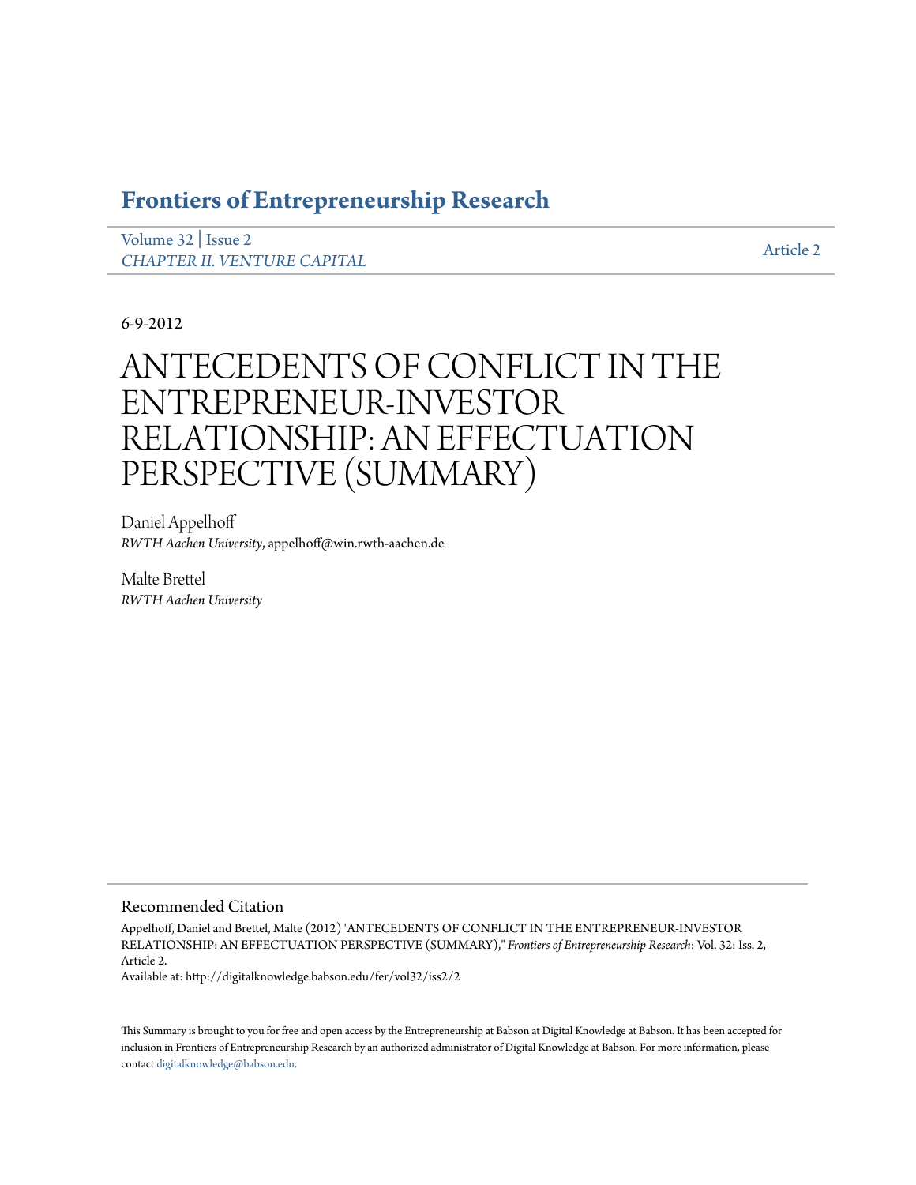# Frontiers of Entrepreneurship Research

Volume 32 | Issue 2
*CHAPTER II. VENTURE CAPITAL*

Article 2

6-9-2012

# ANTECEDENTS OF CONFLICT IN THE ENTREPRENEUR-INVESTOR RELATIONSHIP: AN EFFECTUATION PERSPECTIVE (SUMMARY)

Daniel Appelhoff
*RWTH Aachen University*, appelhoff@win.rwth-aachen.de

Malte Brettel
*RWTH Aachen University*

## Recommended Citation

Appelhoff, Daniel and Brettel, Malte (2012) "ANTECEDENTS OF CONFLICT IN THE ENTREPRENEUR-INVESTOR RELATIONSHIP: AN EFFECTUATION PERSPECTIVE (SUMMARY)," *Frontiers of Entrepreneurship Research*: Vol. 32: Iss. 2, Article 2.
Available at: http://digitalknowledge.babson.edu/fer/vol32/iss2/2

This Summary is brought to you for free and open access by the Entrepreneurship at Babson at Digital Knowledge at Babson. It has been accepted for inclusion in Frontiers of Entrepreneurship Research by an authorized administrator of Digital Knowledge at Babson. For more information, please contact digitalknowledge@babson.edu.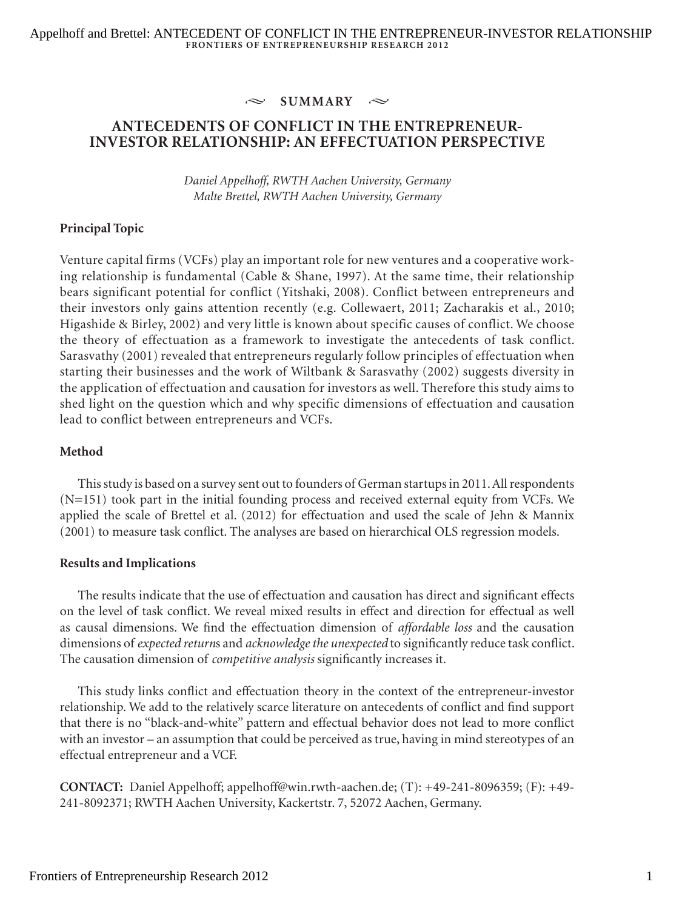## SUMMARY

# ANTECEDENTS OF CONFLICT IN THE ENTREPRENEUR-INVESTOR RELATIONSHIP: AN EFFECTUATION PERSPECTIVE

*Daniel Appelhoff, RWTH Aachen University, Germany*
*Malte Brettel, RWTH Aachen University, Germany*

### Principal Topic

Venture capital firms (VCFs) play an important role for new ventures and a cooperative working relationship is fundamental (Cable & Shane, 1997). At the same time, their relationship bears significant potential for conflict (Yitshaki, 2008). Conflict between entrepreneurs and their investors only gains attention recently (e.g. Collewaert, 2011; Zacharakis et al., 2010; Higashide & Birley, 2002) and very little is known about specific causes of conflict. We choose the theory of effectuation as a framework to investigate the antecedents of task conflict. Sarasvathy (2001) revealed that entrepreneurs regularly follow principles of effectuation when starting their businesses and the work of Wiltbank & Sarasvathy (2002) suggests diversity in the application of effectuation and causation for investors as well. Therefore this study aims to shed light on the question which and why specific dimensions of effectuation and causation lead to conflict between entrepreneurs and VCFs.

### Method

This study is based on a survey sent out to founders of German startups in 2011. All respondents (N=151) took part in the initial founding process and received external equity from VCFs. We applied the scale of Brettel et al. (2012) for effectuation and used the scale of Jehn & Mannix (2001) to measure task conflict. The analyses are based on hierarchical OLS regression models.

### Results and Implications

The results indicate that the use of effectuation and causation has direct and significant effects on the level of task conflict. We reveal mixed results in effect and direction for effectual as well as causal dimensions. We find the effectuation dimension of *affordable loss* and the causation dimensions of *expected return*s and *acknowledge the unexpected* to significantly reduce task conflict. The causation dimension of *competitive analysis* significantly increases it.

This study links conflict and effectuation theory in the context of the entrepreneur-investor relationship. We add to the relatively scarce literature on antecedents of conflict and find support that there is no "black-and-white" pattern and effectual behavior does not lead to more conflict with an investor – an assumption that could be perceived as true, having in mind stereotypes of an effectual entrepreneur and a VCF.

**CONTACT:** Daniel Appelhoff; appelhoff@win.rwth-aachen.de; (T): +49-241-8096359; (F): +49-241-8092371; RWTH Aachen University, Kackertstr. 7, 52072 Aachen, Germany.